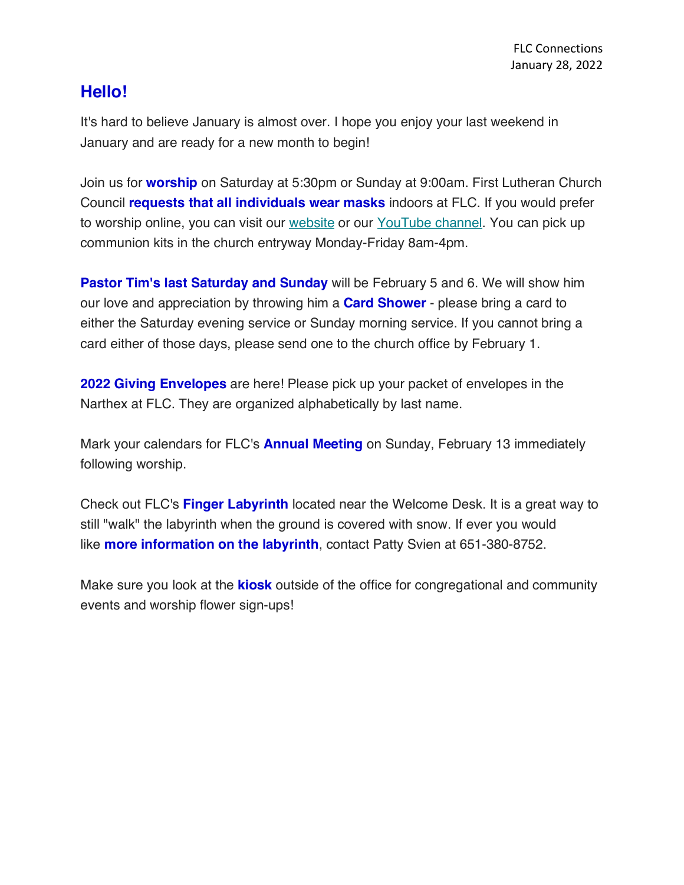FLC Connections
January 28, 2022

## Hello!

It's hard to believe January is almost over. I hope you enjoy your last weekend in January and are ready for a new month to begin!

Join us for **worship** on Saturday at 5:30pm or Sunday at 9:00am. First Lutheran Church Council **requests that all individuals wear masks** indoors at FLC. If you would prefer to worship online, you can visit our website or our YouTube channel. You can pick up communion kits in the church entryway Monday-Friday 8am-4pm.

**Pastor Tim's last Saturday and Sunday** will be February 5 and 6. We will show him our love and appreciation by throwing him a **Card Shower** - please bring a card to either the Saturday evening service or Sunday morning service. If you cannot bring a card either of those days, please send one to the church office by February 1.

**2022 Giving Envelopes** are here! Please pick up your packet of envelopes in the Narthex at FLC. They are organized alphabetically by last name.

Mark your calendars for FLC's **Annual Meeting** on Sunday, February 13 immediately following worship.

Check out FLC's **Finger Labyrinth** located near the Welcome Desk. It is a great way to still "walk" the labyrinth when the ground is covered with snow. If ever you would like **more information on the labyrinth**, contact Patty Svien at 651-380-8752.

Make sure you look at the **kiosk** outside of the office for congregational and community events and worship flower sign-ups!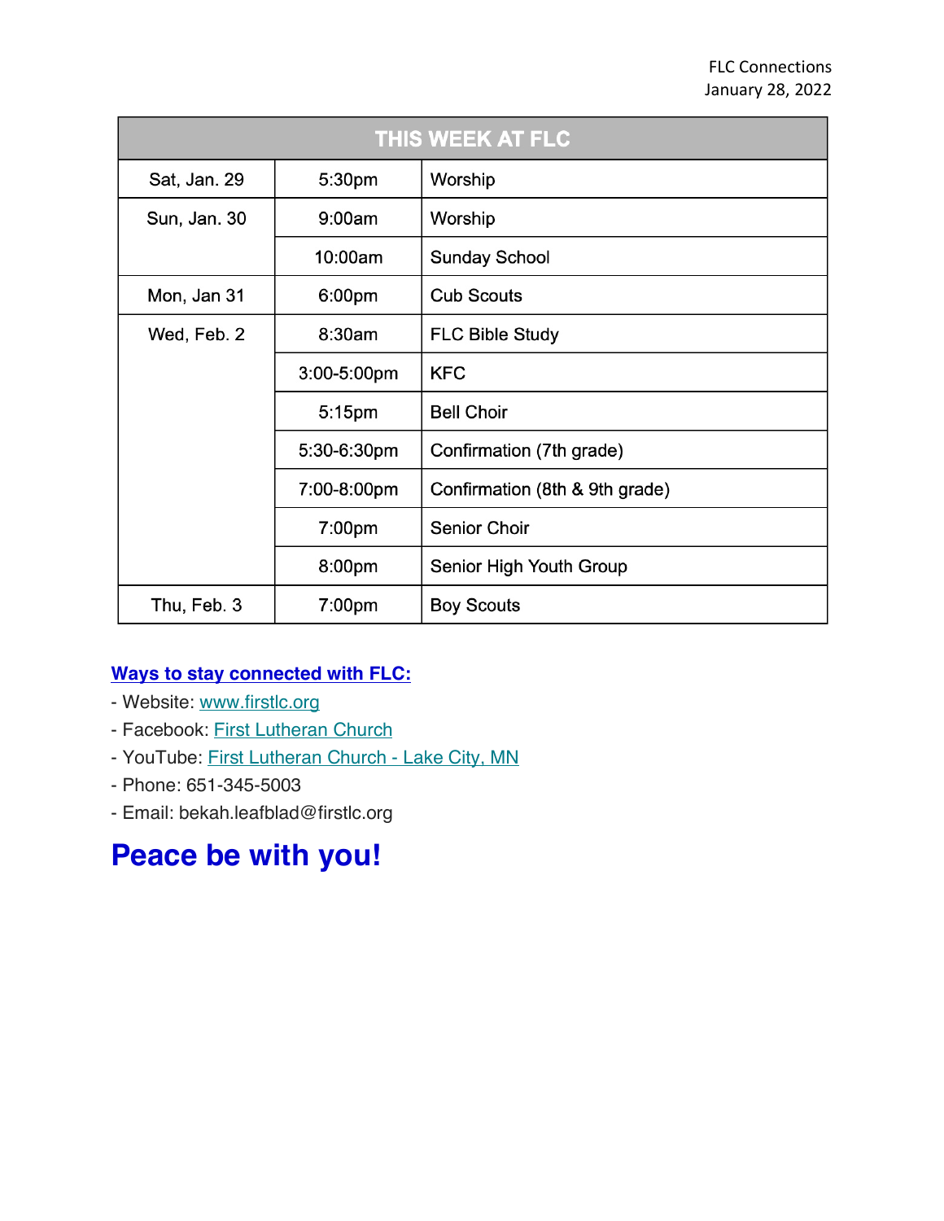| THIS WEEK AT FLC | | |
|---|---|---|
| Sat, Jan. 29 | 5:30pm | Worship |
| Sun, Jan. 30 | 9:00am | Worship |
| | 10:00am | Sunday School |
| Mon, Jan 31 | 6:00pm | Cub Scouts |
| Wed, Feb. 2 | 8:30am | FLC Bible Study |
| | 3:00-5:00pm | KFC |
| | 5:15pm | Bell Choir |
| | 5:30-6:30pm | Confirmation (7th grade) |
| | 7:00-8:00pm | Confirmation (8th & 9th grade) |
| | 7:00pm | Senior Choir |
| | 8:00pm | Senior High Youth Group |
| Thu, Feb. 3 | 7:00pm | Boy Scouts |

**Ways to stay connected with FLC:**

- Website: www.firstlc.org
- Facebook: First Lutheran Church
- YouTube: First Lutheran Church - Lake City, MN
- Phone: 651-345-5003
- Email: bekah.leafblad@firstlc.org

# Peace be with you!